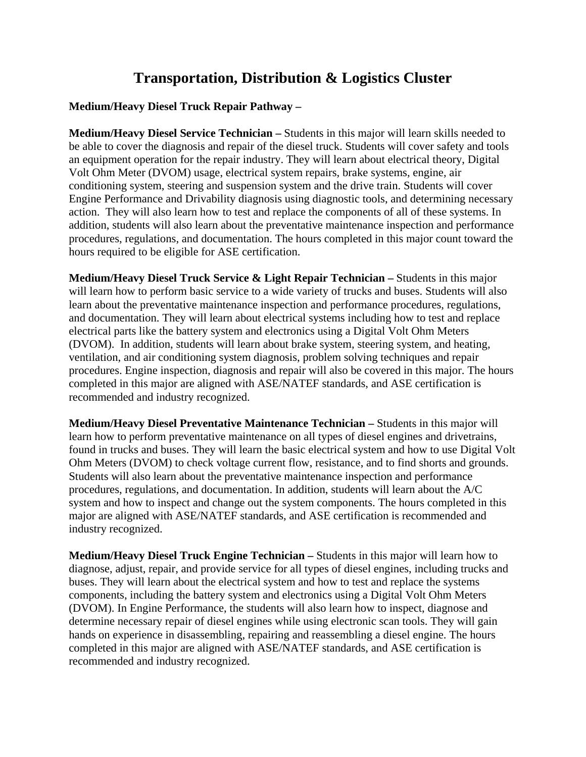# Transportation, Distribution & Logistics Cluster

**Medium/Heavy Diesel Truck Repair Pathway –**

**Medium/Heavy Diesel Service Technician –** Students in this major will learn skills needed to be able to cover the diagnosis and repair of the diesel truck. Students will cover safety and tools an equipment operation for the repair industry. They will learn about electrical theory, Digital Volt Ohm Meter (DVOM) usage, electrical system repairs, brake systems, engine, air conditioning system, steering and suspension system and the drive train. Students will cover Engine Performance and Drivability diagnosis using diagnostic tools, and determining necessary action. They will also learn how to test and replace the components of all of these systems. In addition, students will also learn about the preventative maintenance inspection and performance procedures, regulations, and documentation. The hours completed in this major count toward the hours required to be eligible for ASE certification.

**Medium/Heavy Diesel Truck Service & Light Repair Technician –** Students in this major will learn how to perform basic service to a wide variety of trucks and buses. Students will also learn about the preventative maintenance inspection and performance procedures, regulations, and documentation. They will learn about electrical systems including how to test and replace electrical parts like the battery system and electronics using a Digital Volt Ohm Meters (DVOM). In addition, students will learn about brake system, steering system, and heating, ventilation, and air conditioning system diagnosis, problem solving techniques and repair procedures. Engine inspection, diagnosis and repair will also be covered in this major. The hours completed in this major are aligned with ASE/NATEF standards, and ASE certification is recommended and industry recognized.

**Medium/Heavy Diesel Preventative Maintenance Technician –** Students in this major will learn how to perform preventative maintenance on all types of diesel engines and drivetrains, found in trucks and buses. They will learn the basic electrical system and how to use Digital Volt Ohm Meters (DVOM) to check voltage current flow, resistance, and to find shorts and grounds. Students will also learn about the preventative maintenance inspection and performance procedures, regulations, and documentation. In addition, students will learn about the A/C system and how to inspect and change out the system components. The hours completed in this major are aligned with ASE/NATEF standards, and ASE certification is recommended and industry recognized.

**Medium/Heavy Diesel Truck Engine Technician –** Students in this major will learn how to diagnose, adjust, repair, and provide service for all types of diesel engines, including trucks and buses. They will learn about the electrical system and how to test and replace the systems components, including the battery system and electronics using a Digital Volt Ohm Meters (DVOM). In Engine Performance, the students will also learn how to inspect, diagnose and determine necessary repair of diesel engines while using electronic scan tools. They will gain hands on experience in disassembling, repairing and reassembling a diesel engine. The hours completed in this major are aligned with ASE/NATEF standards, and ASE certification is recommended and industry recognized.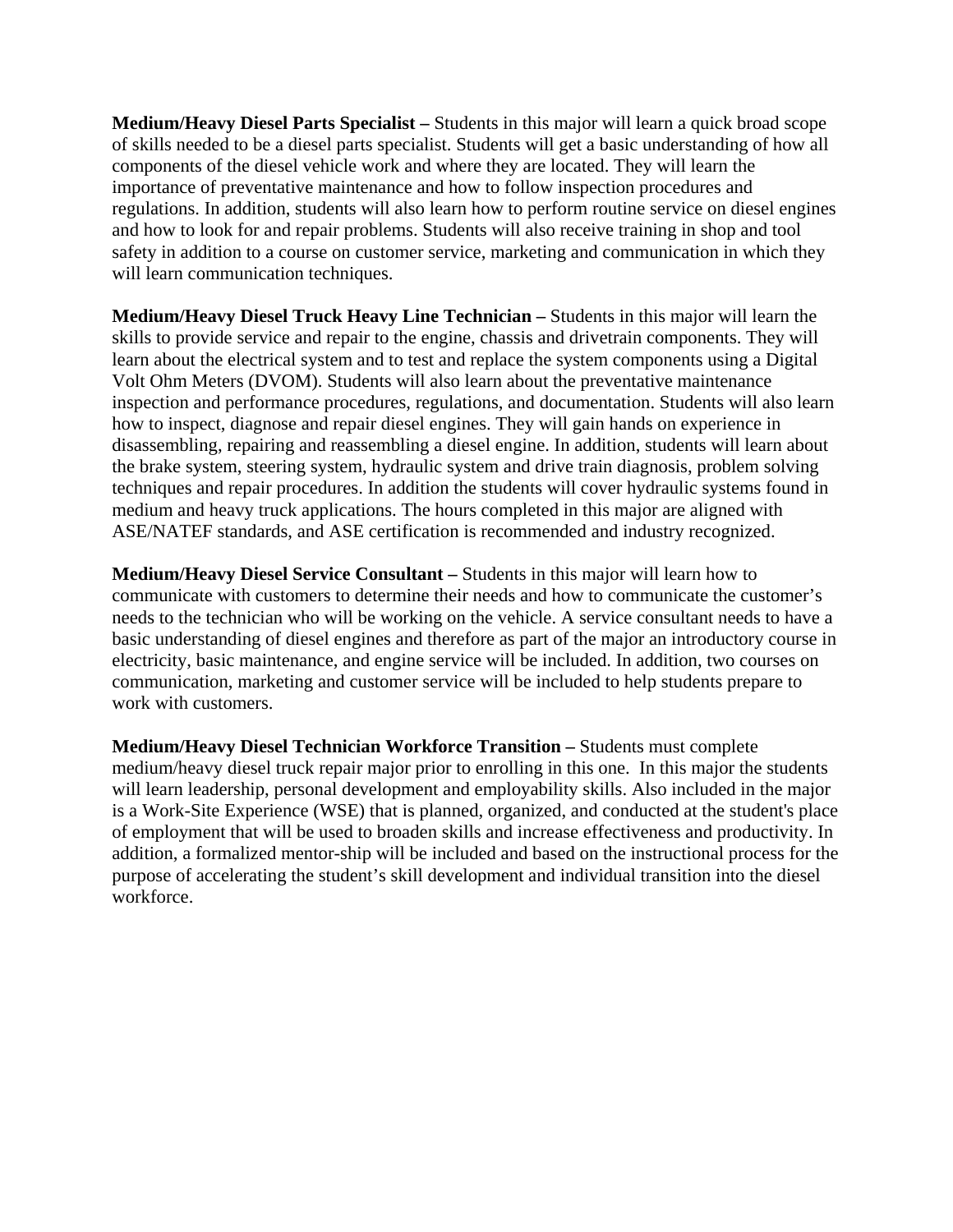**Medium/Heavy Diesel Parts Specialist –** Students in this major will learn a quick broad scope of skills needed to be a diesel parts specialist. Students will get a basic understanding of how all components of the diesel vehicle work and where they are located. They will learn the importance of preventative maintenance and how to follow inspection procedures and regulations. In addition, students will also learn how to perform routine service on diesel engines and how to look for and repair problems. Students will also receive training in shop and tool safety in addition to a course on customer service, marketing and communication in which they will learn communication techniques.

**Medium/Heavy Diesel Truck Heavy Line Technician –** Students in this major will learn the skills to provide service and repair to the engine, chassis and drivetrain components. They will learn about the electrical system and to test and replace the system components using a Digital Volt Ohm Meters (DVOM). Students will also learn about the preventative maintenance inspection and performance procedures, regulations, and documentation. Students will also learn how to inspect, diagnose and repair diesel engines. They will gain hands on experience in disassembling, repairing and reassembling a diesel engine. In addition, students will learn about the brake system, steering system, hydraulic system and drive train diagnosis, problem solving techniques and repair procedures. In addition the students will cover hydraulic systems found in medium and heavy truck applications. The hours completed in this major are aligned with ASE/NATEF standards, and ASE certification is recommended and industry recognized.

**Medium/Heavy Diesel Service Consultant –** Students in this major will learn how to communicate with customers to determine their needs and how to communicate the customer's needs to the technician who will be working on the vehicle. A service consultant needs to have a basic understanding of diesel engines and therefore as part of the major an introductory course in electricity, basic maintenance, and engine service will be included. In addition, two courses on communication, marketing and customer service will be included to help students prepare to work with customers.

**Medium/Heavy Diesel Technician Workforce Transition –** Students must complete medium/heavy diesel truck repair major prior to enrolling in this one. In this major the students will learn leadership, personal development and employability skills. Also included in the major is a Work-Site Experience (WSE) that is planned, organized, and conducted at the student's place of employment that will be used to broaden skills and increase effectiveness and productivity. In addition, a formalized mentor-ship will be included and based on the instructional process for the purpose of accelerating the student's skill development and individual transition into the diesel workforce.